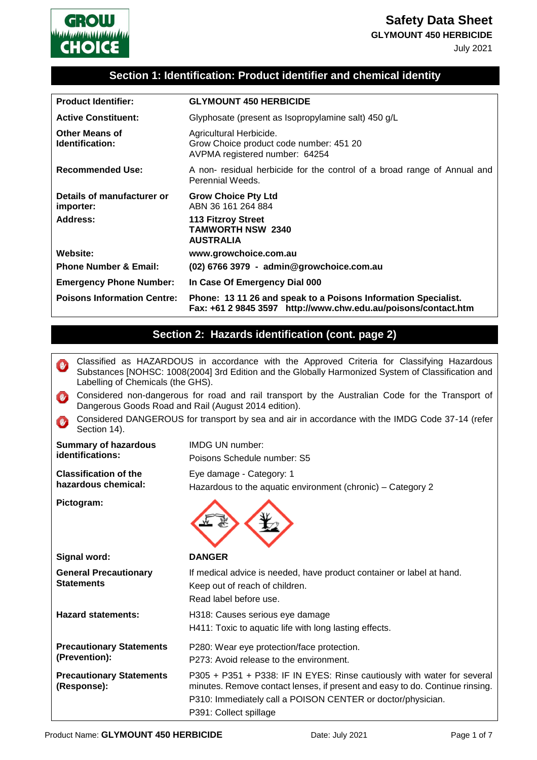# Safety Data Sheet

**GLYMOUNT 450 HERBICIDE**

July 2021

## Section 1: Identification: Product identifier and chemical identity

| | |
|---|---|
| **Product Identifier:** | **GLYMOUNT 450 HERBICIDE** |
| **Active Constituent:** | Glyphosate (present as Isopropylamine salt) 450 g/L |
| **Other Means of Identification:** | Agricultural Herbicide.<br>Grow Choice product code number: 451 20<br>AVPMA registered number: 64254 |
| **Recommended Use:** | A non- residual herbicide for the control of a broad range of Annual and Perennial Weeds. |
| **Details of manufacturer or importer:** | **Grow Choice Pty Ltd**<br>ABN 36 161 264 884 |
| **Address:** | **113 Fitzroy Street**<br>**TAMWORTH NSW 2340**<br>**AUSTRALIA** |
| **Website:** | **www.growchoice.com.au** |
| **Phone Number & Email:** | **(02) 6766 3979 - admin@growchoice.com.au** |
| **Emergency Phone Number:** | **In Case Of Emergency Dial 000** |
| **Poisons Information Centre:** | **Phone: 13 11 26 and speak to a Poisons Information Specialist.**<br>**Fax: +61 2 9845 3597 http://www.chw.edu.au/poisons/contact.htm** |

## Section 2: Hazards identification (cont. page 2)

- Classified as HAZARDOUS in accordance with the Approved Criteria for Classifying Hazardous Substances [NOHSC: 1008(2004] 3rd Edition and the Globally Harmonized System of Classification and Labelling of Chemicals (the GHS).
- Considered non-dangerous for road and rail transport by the Australian Code for the Transport of Dangerous Goods Road and Rail (August 2014 edition).
- Considered DANGEROUS for transport by sea and air in accordance with the IMDG Code 37-14 (refer Section 14).

| | |
|---|---|
| **Summary of hazardous identifications:** | IMDG UN number:<br>Poisons Schedule number: S5 |
| **Classification of the hazardous chemical:** | Eye damage - Category: 1<br>Hazardous to the aquatic environment (chronic) – Category 2 |
| **Pictogram:** | |
| **Signal word:** | **DANGER** |
| **General Precautionary Statements** | If medical advice is needed, have product container or label at hand.<br>Keep out of reach of children.<br>Read label before use. |
| **Hazard statements:** | H318: Causes serious eye damage<br>H411: Toxic to aquatic life with long lasting effects. |
| **Precautionary Statements (Prevention):** | P280: Wear eye protection/face protection.<br>P273: Avoid release to the environment. |
| **Precautionary Statements (Response):** | P305 + P351 + P338: IF IN EYES: Rinse cautiously with water for several minutes. Remove contact lenses, if present and easy to do. Continue rinsing.<br>P310: Immediately call a POISON CENTER or doctor/physician.<br>P391: Collect spillage |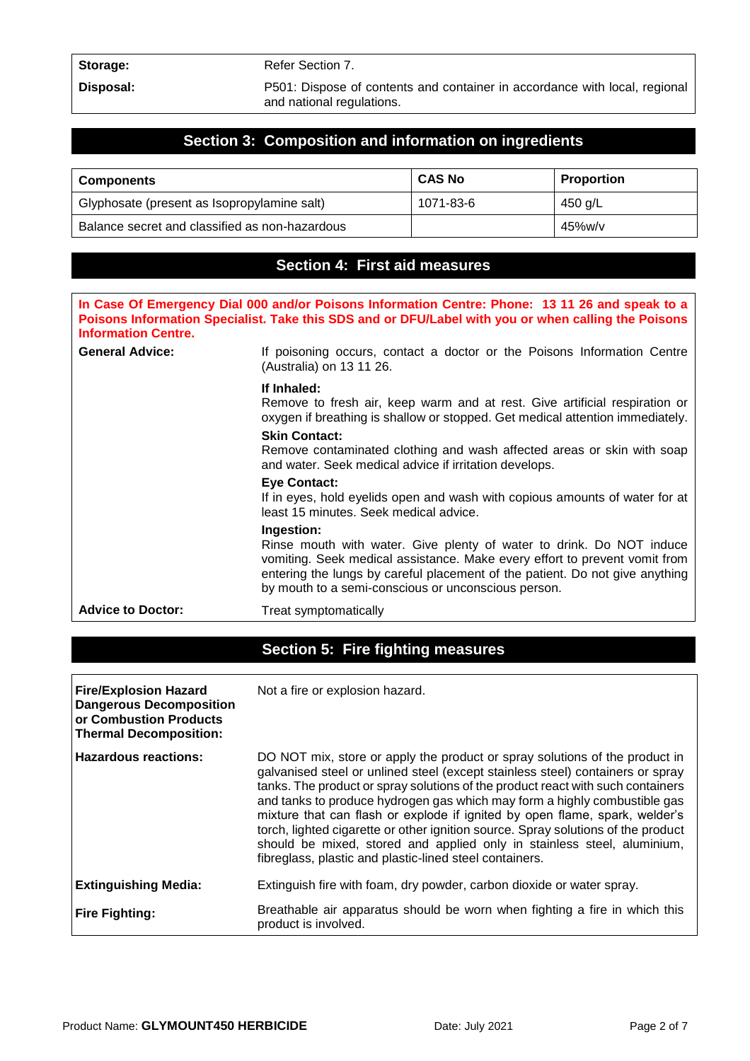| | |
|---|---|
| **Storage:** | Refer Section 7. |
| **Disposal:** | P501: Dispose of contents and container in accordance with local, regional and national regulations. |

## Section 3: Composition and information on ingredients

| Components | CAS No | Proportion |
|---|---|---|
| Glyphosate (present as Isopropylamine salt) | 1071-83-6 | 450 g/L |
| Balance secret and classified as non-hazardous | | 45%w/v |

## Section 4: First aid measures

**In Case Of Emergency Dial 000 and/or Poisons Information Centre: Phone: 13 11 26 and speak to a Poisons Information Specialist. Take this SDS and or DFU/Label with you or when calling the Poisons Information Centre.**

**General Advice:** If poisoning occurs, contact a doctor or the Poisons Information Centre (Australia) on 13 11 26.

**If Inhaled:**
Remove to fresh air, keep warm and at rest. Give artificial respiration or oxygen if breathing is shallow or stopped. Get medical attention immediately.

**Skin Contact:**
Remove contaminated clothing and wash affected areas or skin with soap and water. Seek medical advice if irritation develops.

**Eye Contact:**
If in eyes, hold eyelids open and wash with copious amounts of water for at least 15 minutes. Seek medical advice.

**Ingestion:**
Rinse mouth with water. Give plenty of water to drink. Do NOT induce vomiting. Seek medical assistance. Make every effort to prevent vomit from entering the lungs by careful placement of the patient. Do not give anything by mouth to a semi-conscious or unconscious person.

**Advice to Doctor:** Treat symptomatically

## Section 5: Fire fighting measures

| | |
|---|---|
| **Fire/Explosion Hazard Dangerous Decomposition or Combustion Products Thermal Decomposition:** | Not a fire or explosion hazard. |
| **Hazardous reactions:** | DO NOT mix, store or apply the product or spray solutions of the product in galvanised steel or unlined steel (except stainless steel) containers or spray tanks. The product or spray solutions of the product react with such containers and tanks to produce hydrogen gas which may form a highly combustible gas mixture that can flash or explode if ignited by open flame, spark, welder's torch, lighted cigarette or other ignition source. Spray solutions of the product should be mixed, stored and applied only in stainless steel, aluminium, fibreglass, plastic and plastic-lined steel containers. |
| **Extinguishing Media:** | Extinguish fire with foam, dry powder, carbon dioxide or water spray. |
| **Fire Fighting:** | Breathable air apparatus should be worn when fighting a fire in which this product is involved. |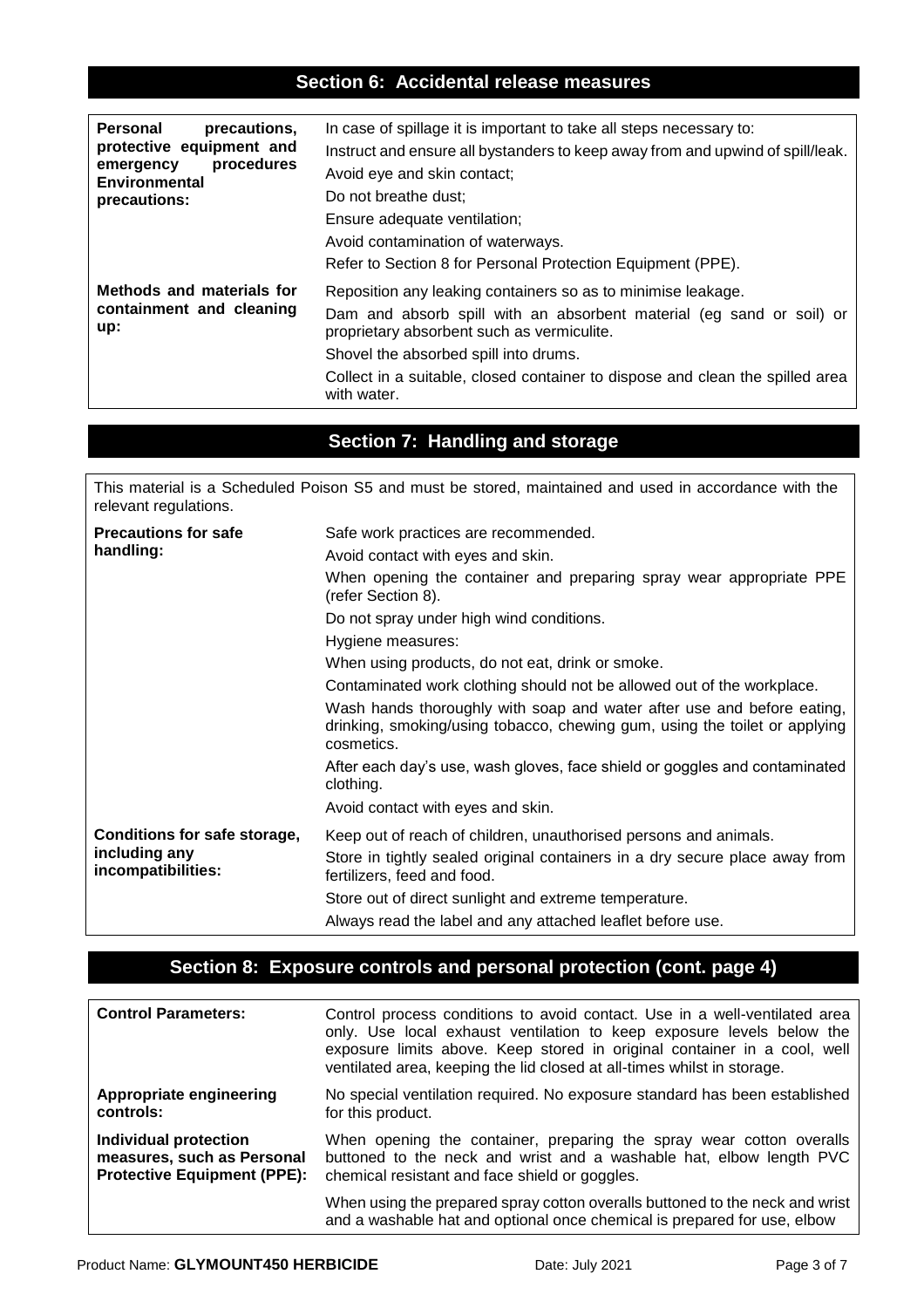## Section 6: Accidental release measures

| | |
|---|---|
| **Personal precautions, protective equipment and emergency procedures Environmental precautions:** | In case of spillage it is important to take all steps necessary to:<br>Instruct and ensure all bystanders to keep away from and upwind of spill/leak.<br>Avoid eye and skin contact;<br>Do not breathe dust;<br>Ensure adequate ventilation;<br>Avoid contamination of waterways.<br>Refer to Section 8 for Personal Protection Equipment (PPE). |
| **Methods and materials for containment and cleaning up:** | Reposition any leaking containers so as to minimise leakage.<br>Dam and absorb spill with an absorbent material (eg sand or soil) or proprietary absorbent such as vermiculite.<br>Shovel the absorbed spill into drums.<br>Collect in a suitable, closed container to dispose and clean the spilled area with water. |

## Section 7: Handling and storage

This material is a Scheduled Poison S5 and must be stored, maintained and used in accordance with the relevant regulations.

| | |
|---|---|
| **Precautions for safe handling:** | Safe work practices are recommended.<br>Avoid contact with eyes and skin.<br>When opening the container and preparing spray wear appropriate PPE (refer Section 8).<br>Do not spray under high wind conditions.<br>Hygiene measures:<br>When using products, do not eat, drink or smoke.<br>Contaminated work clothing should not be allowed out of the workplace.<br>Wash hands thoroughly with soap and water after use and before eating, drinking, smoking/using tobacco, chewing gum, using the toilet or applying cosmetics.<br>After each day's use, wash gloves, face shield or goggles and contaminated clothing.<br>Avoid contact with eyes and skin. |
| **Conditions for safe storage, including any incompatibilities:** | Keep out of reach of children, unauthorised persons and animals.<br>Store in tightly sealed original containers in a dry secure place away from fertilizers, feed and food.<br>Store out of direct sunlight and extreme temperature.<br>Always read the label and any attached leaflet before use. |

## Section 8: Exposure controls and personal protection (cont. page 4)

| | |
|---|---|
| **Control Parameters:** | Control process conditions to avoid contact. Use in a well-ventilated area only. Use local exhaust ventilation to keep exposure levels below the exposure limits above. Keep stored in original container in a cool, well ventilated area, keeping the lid closed at all-times whilst in storage. |
| **Appropriate engineering controls:** | No special ventilation required. No exposure standard has been established for this product. |
| **Individual protection measures, such as Personal Protective Equipment (PPE):** | When opening the container, preparing the spray wear cotton overalls buttoned to the neck and wrist and a washable hat, elbow length PVC chemical resistant and face shield or goggles.<br>When using the prepared spray cotton overalls buttoned to the neck and wrist and a washable hat and optional once chemical is prepared for use, elbow |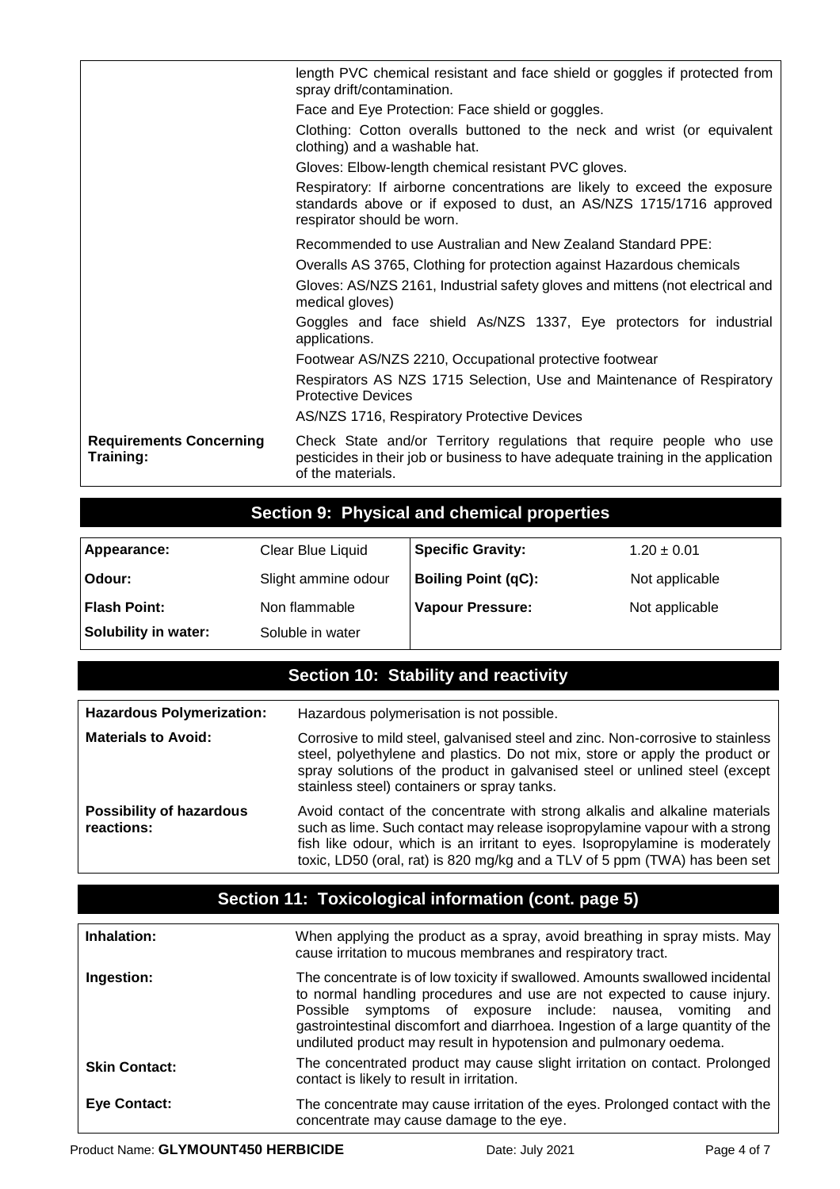| | |
|---|---|
| | length PVC chemical resistant and face shield or goggles if protected from spray drift/contamination.<br>Face and Eye Protection: Face shield or goggles.<br>Clothing: Cotton overalls buttoned to the neck and wrist (or equivalent clothing) and a washable hat.<br>Gloves: Elbow-length chemical resistant PVC gloves.<br>Respiratory: If airborne concentrations are likely to exceed the exposure standards above or if exposed to dust, an AS/NZS 1715/1716 approved respirator should be worn.<br>Recommended to use Australian and New Zealand Standard PPE:<br>Overalls AS 3765, Clothing for protection against Hazardous chemicals<br>Gloves: AS/NZS 2161, Industrial safety gloves and mittens (not electrical and medical gloves)<br>Goggles and face shield As/NZS 1337, Eye protectors for industrial applications.<br>Footwear AS/NZS 2210, Occupational protective footwear<br>Respirators AS NZS 1715 Selection, Use and Maintenance of Respiratory Protective Devices<br>AS/NZS 1716, Respiratory Protective Devices |
| **Requirements Concerning Training:** | Check State and/or Territory regulations that require people who use pesticides in their job or business to have adequate training in the application of the materials. |

## Section 9: Physical and chemical properties

| | | | |
|---|---|---|---|
| **Appearance:** | Clear Blue Liquid | **Specific Gravity:** | $1.20 \pm 0.01$ |
| **Odour:** | Slight ammine odour | **Boiling Point (qC):** | Not applicable |
| **Flash Point:** | Non flammable | **Vapour Pressure:** | Not applicable |
| **Solubility in water:** | Soluble in water | | |

## Section 10: Stability and reactivity

| | |
|---|---|
| **Hazardous Polymerization:** | Hazardous polymerisation is not possible. |
| **Materials to Avoid:** | Corrosive to mild steel, galvanised steel and zinc. Non-corrosive to stainless steel, polyethylene and plastics. Do not mix, store or apply the product or spray solutions of the product in galvanised steel or unlined steel (except stainless steel) containers or spray tanks. |
| **Possibility of hazardous reactions:** | Avoid contact of the concentrate with strong alkalis and alkaline materials such as lime. Such contact may release isopropylamine vapour with a strong fish like odour, which is an irritant to eyes. Isopropylamine is moderately toxic, LD50 (oral, rat) is 820 mg/kg and a TLV of 5 ppm (TWA) has been set |

## Section 11: Toxicological information (cont. page 5)

| | |
|---|---|
| **Inhalation:** | When applying the product as a spray, avoid breathing in spray mists. May cause irritation to mucous membranes and respiratory tract. |
| **Ingestion:** | The concentrate is of low toxicity if swallowed. Amounts swallowed incidental to normal handling procedures and use are not expected to cause injury. Possible symptoms of exposure include: nausea, vomiting and gastrointestinal discomfort and diarrhoea. Ingestion of a large quantity of the undiluted product may result in hypotension and pulmonary oedema. |
| **Skin Contact:** | The concentrated product may cause slight irritation on contact. Prolonged contact is likely to result in irritation. |
| **Eye Contact:** | The concentrate may cause irritation of the eyes. Prolonged contact with the concentrate may cause damage to the eye. |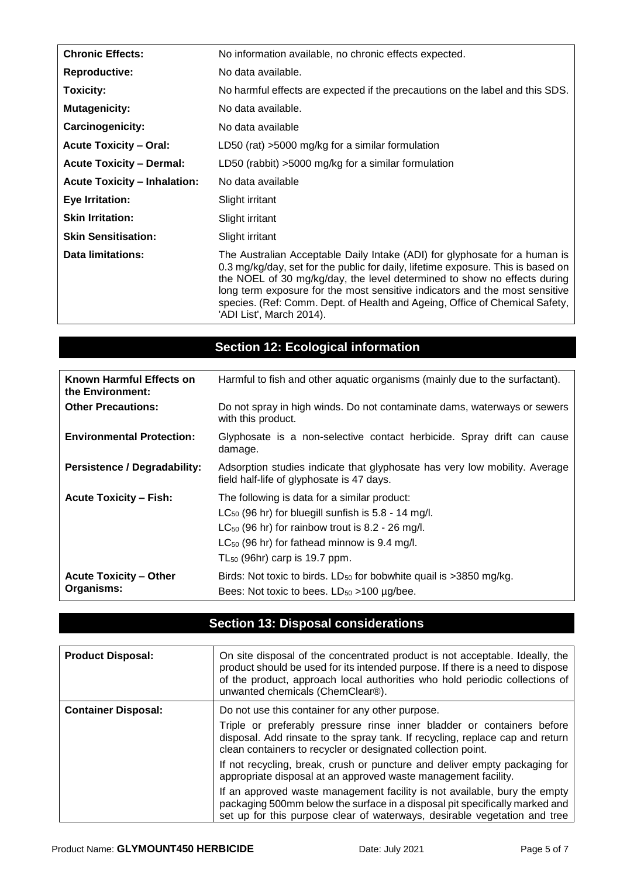| | |
|---|---|
| **Chronic Effects:** | No information available, no chronic effects expected. |
| **Reproductive:** | No data available. |
| **Toxicity:** | No harmful effects are expected if the precautions on the label and this SDS. |
| **Mutagenicity:** | No data available. |
| **Carcinogenicity:** | No data available |
| **Acute Toxicity – Oral:** | LD50 (rat) >5000 mg/kg for a similar formulation |
| **Acute Toxicity – Dermal:** | LD50 (rabbit) >5000 mg/kg for a similar formulation |
| **Acute Toxicity – Inhalation:** | No data available |
| **Eye Irritation:** | Slight irritant |
| **Skin Irritation:** | Slight irritant |
| **Skin Sensitisation:** | Slight irritant |
| **Data limitations:** | The Australian Acceptable Daily Intake (ADI) for glyphosate for a human is 0.3 mg/kg/day, set for the public for daily, lifetime exposure. This is based on the NOEL of 30 mg/kg/day, the level determined to show no effects during long term exposure for the most sensitive indicators and the most sensitive species. (Ref: Comm. Dept. of Health and Ageing, Office of Chemical Safety, 'ADI List', March 2014). |

## Section 12: Ecological information

| | |
|---|---|
| **Known Harmful Effects on the Environment:** | Harmful to fish and other aquatic organisms (mainly due to the surfactant). |
| **Other Precautions:** | Do not spray in high winds. Do not contaminate dams, waterways or sewers with this product. |
| **Environmental Protection:** | Glyphosate is a non-selective contact herbicide. Spray drift can cause damage. |
| **Persistence / Degradability:** | Adsorption studies indicate that glyphosate has very low mobility. Average field half-life of glyphosate is 47 days. |
| **Acute Toxicity – Fish:** | The following is data for a similar product:<br>$LC_{50}$ (96 hr) for bluegill sunfish is 5.8 - 14 mg/l.<br>$LC_{50}$ (96 hr) for rainbow trout is 8.2 - 26 mg/l.<br>$LC_{50}$ (96 hr) for fathead minnow is 9.4 mg/l.<br>$TL_{50}$ (96hr) carp is 19.7 ppm. |
| **Acute Toxicity – Other Organisms:** | Birds: Not toxic to birds. $LD_{50}$ for bobwhite quail is >3850 mg/kg.<br>Bees: Not toxic to bees. $LD_{50}$ >100 µg/bee. |

## Section 13: Disposal considerations

| | |
|---|---|
| **Product Disposal:** | On site disposal of the concentrated product is not acceptable. Ideally, the product should be used for its intended purpose. If there is a need to dispose of the product, approach local authorities who hold periodic collections of unwanted chemicals (ChemClear®). |
| **Container Disposal:** | Do not use this container for any other purpose.<br>Triple or preferably pressure rinse inner bladder or containers before disposal. Add rinsate to the spray tank. If recycling, replace cap and return clean containers to recycler or designated collection point.<br>If not recycling, break, crush or puncture and deliver empty packaging for appropriate disposal at an approved waste management facility.<br>If an approved waste management facility is not available, bury the empty packaging 500mm below the surface in a disposal pit specifically marked and set up for this purpose clear of waterways, desirable vegetation and tree |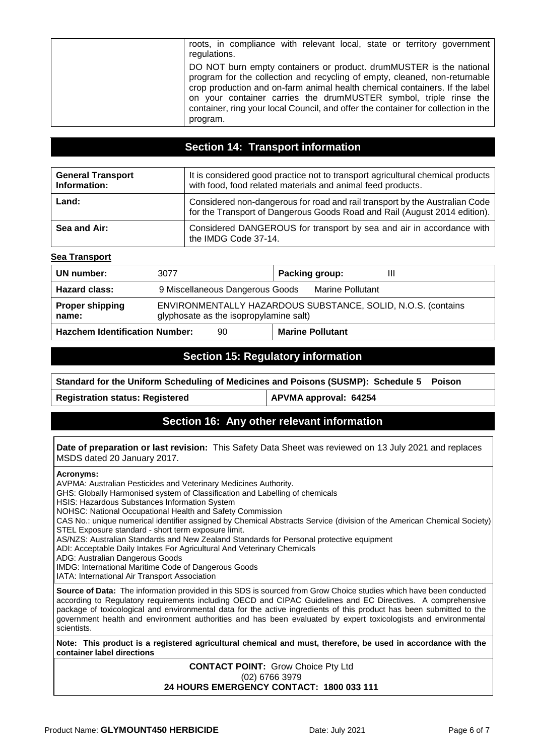| | |
|---|---|
| | roots, in compliance with relevant local, state or territory government regulations.<br><br>DO NOT burn empty containers or product. drumMUSTER is the national program for the collection and recycling of empty, cleaned, non-returnable crop production and on-farm animal health chemical containers. If the label on your container carries the drumMUSTER symbol, triple rinse the container, ring your local Council, and offer the container for collection in the program. |

## Section 14: Transport information

| | |
|---|---|
| **General Transport Information:** | It is considered good practice not to transport agricultural chemical products with food, food related materials and animal feed products. |
| **Land:** | Considered non-dangerous for road and rail transport by the Australian Code for the Transport of Dangerous Goods Road and Rail (August 2014 edition). |
| **Sea and Air:** | Considered DANGEROUS for transport by sea and air in accordance with the IMDG Code 37-14. |

**Sea Transport**

| | | | |
|---|---|---|---|
| **UN number:** | 3077 | **Packing group:** | III |
| **Hazard class:** | 9 Miscellaneous Dangerous Goods | Marine Pollutant | |
| **Proper shipping name:** | ENVIRONMENTALLY HAZARDOUS SUBSTANCE, SOLID, N.O.S. (contains glyphosate as the isopropylamine salt) | | |
| **Hazchem Identification Number:** | 90 | **Marine Pollutant** | |

## Section 15: Regulatory information

| | |
|---|---|
| **Standard for the Uniform Scheduling of Medicines and Poisons (SUSMP): Schedule 5 Poison** | |
| **Registration status: Registered** | **APVMA approval: 64254** |

## Section 16: Any other relevant information

**Date of preparation or last revision:** This Safety Data Sheet was reviewed on 13 July 2021 and replaces MSDS dated 20 January 2017.

**Acronyms:**
AVPMA: Australian Pesticides and Veterinary Medicines Authority.
GHS: Globally Harmonised system of Classification and Labelling of chemicals
HSIS: Hazardous Substances Information System
NOHSC: National Occupational Health and Safety Commission
CAS No.: unique numerical identifier assigned by Chemical Abstracts Service (division of the American Chemical Society)
STEL Exposure standard - short term exposure limit.
AS/NZS: Australian Standards and New Zealand Standards for Personal protective equipment
ADI: Acceptable Daily Intakes For Agricultural And Veterinary Chemicals
ADG: Australian Dangerous Goods
IMDG: International Maritime Code of Dangerous Goods
IATA: International Air Transport Association

**Source of Data:** The information provided in this SDS is sourced from Grow Choice studies which have been conducted according to Regulatory requirements including OECD and CIPAC Guidelines and EC Directives. A comprehensive package of toxicological and environmental data for the active ingredients of this product has been submitted to the government health and environment authorities and has been evaluated by expert toxicologists and environmental scientists.

**Note: This product is a registered agricultural chemical and must, therefore, be used in accordance with the container label directions**

**CONTACT POINT:** Grow Choice Pty Ltd
(02) 6766 3979
**24 HOURS EMERGENCY CONTACT: 1800 033 111**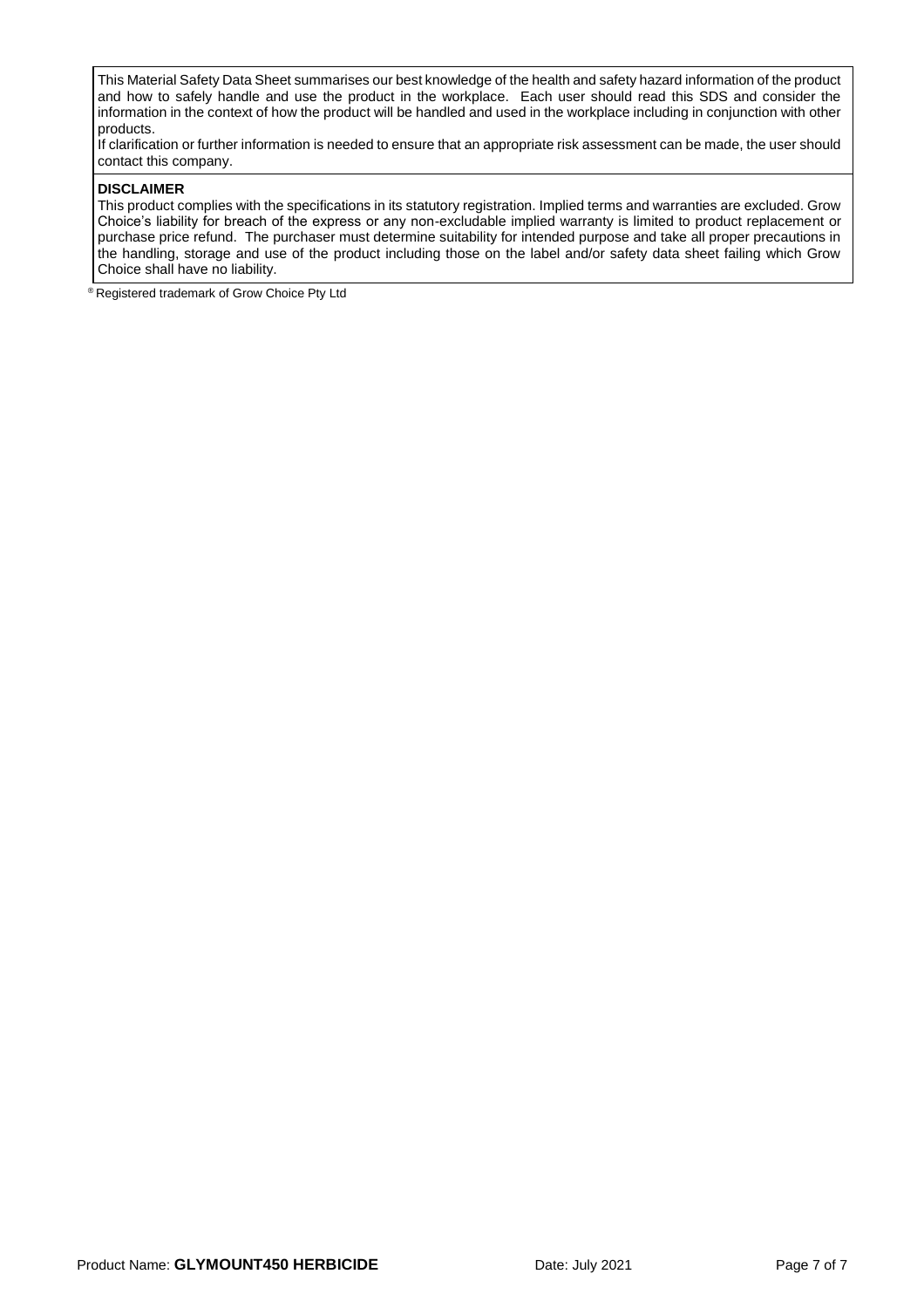This Material Safety Data Sheet summarises our best knowledge of the health and safety hazard information of the product and how to safely handle and use the product in the workplace. Each user should read this SDS and consider the information in the context of how the product will be handled and used in the workplace including in conjunction with other products.

If clarification or further information is needed to ensure that an appropriate risk assessment can be made, the user should contact this company.

**DISCLAIMER**

This product complies with the specifications in its statutory registration. Implied terms and warranties are excluded. Grow Choice's liability for breach of the express or any non-excludable implied warranty is limited to product replacement or purchase price refund. The purchaser must determine suitability for intended purpose and take all proper precautions in the handling, storage and use of the product including those on the label and/or safety data sheet failing which Grow Choice shall have no liability.

® Registered trademark of Grow Choice Pty Ltd